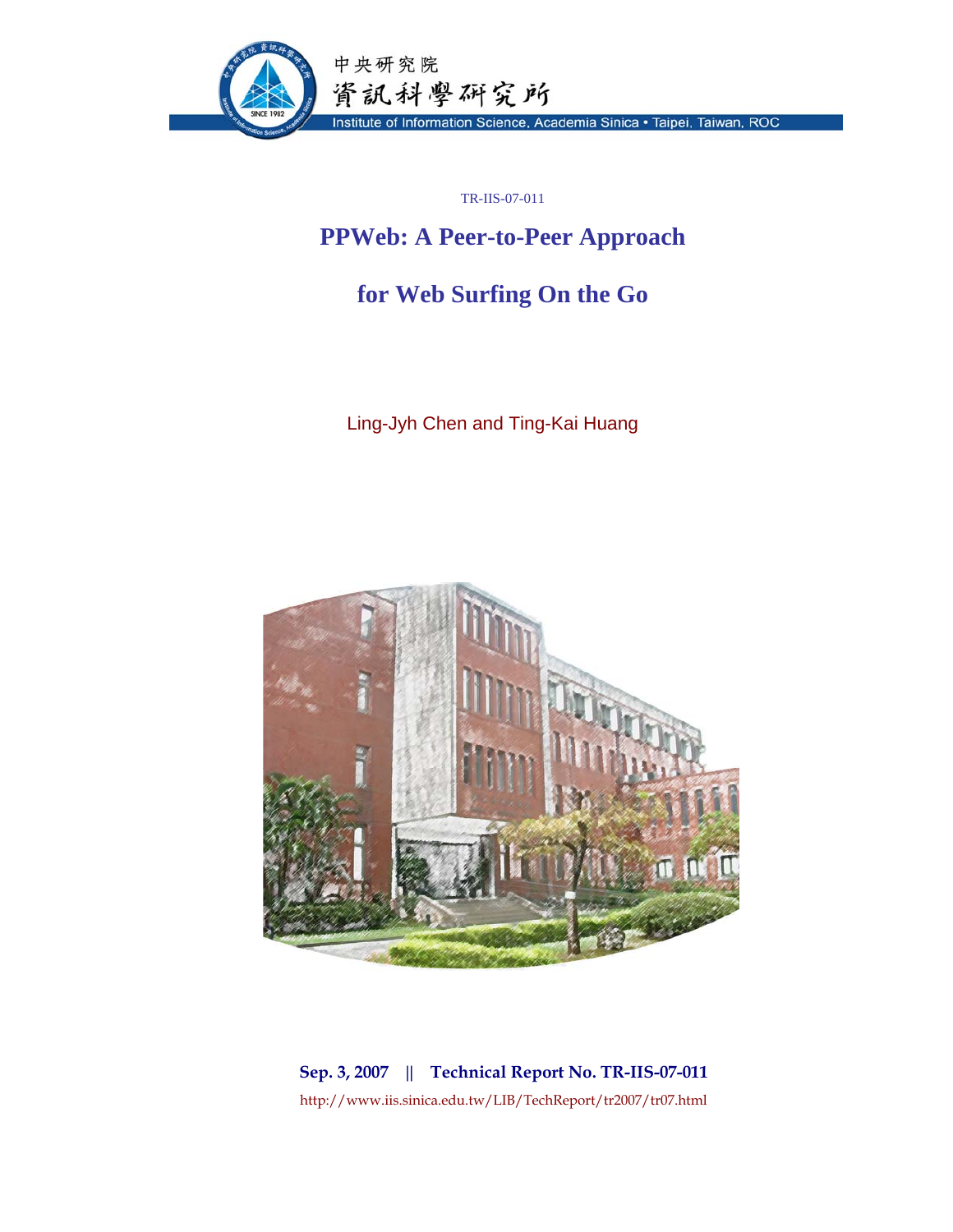中央研究院

資訊科學研究所

Institute of Information Science, Academia Sinica • Taipei, Taiwan, ROC

TR-IIS-07-011

# PPWeb: A Peer-to-Peer Approach for Web Surfing On the Go

Ling-Jyh Chen and Ting-Kai Huang

**Sep. 3, 2007 || Technical Report No. TR-IIS-07-011**

http://www.iis.sinica.edu.tw/LIB/TechReport/tr2007/tr07.html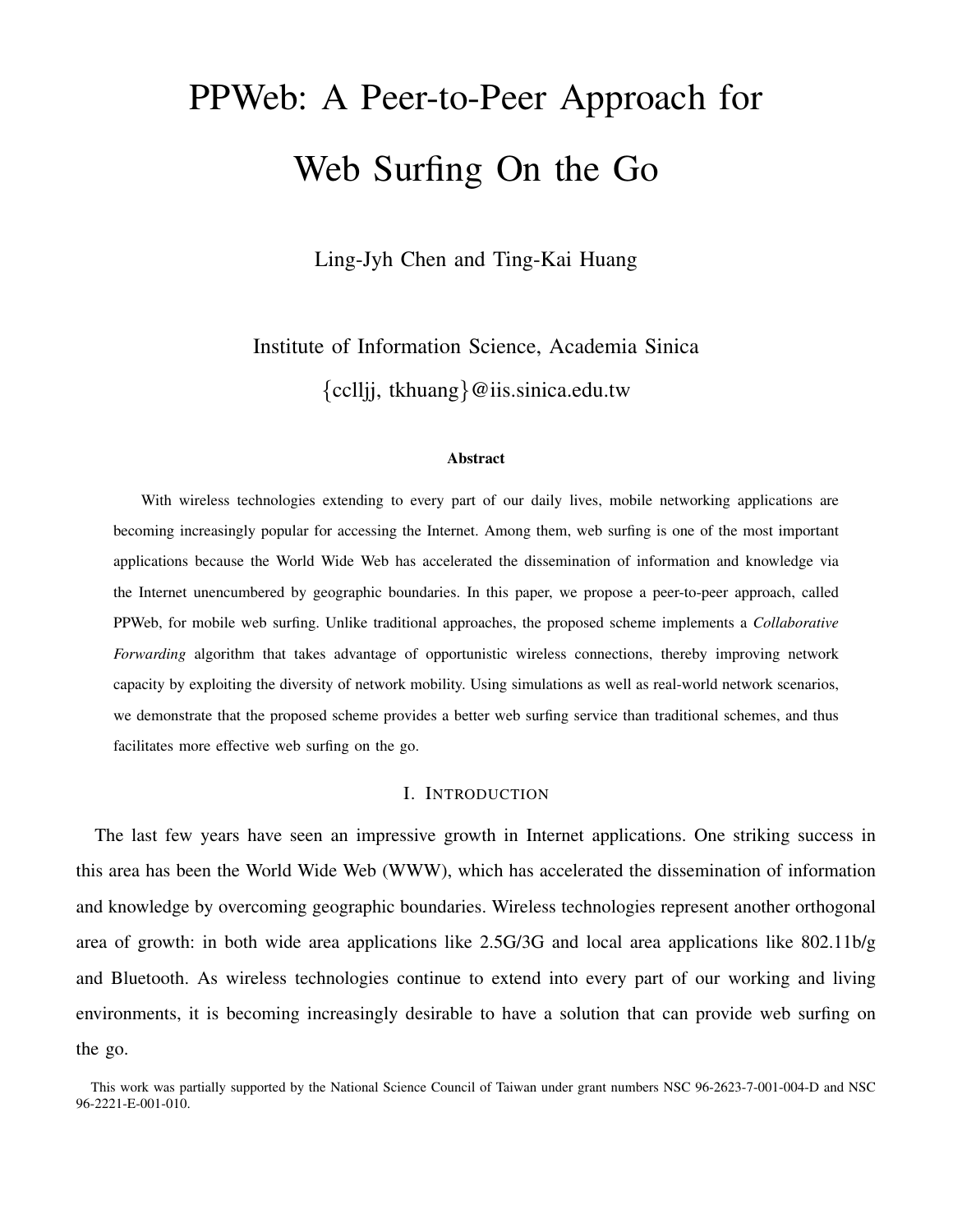# PPWeb: A Peer-to-Peer Approach for Web Surfing On the Go

Ling-Jyh Chen and Ting-Kai Huang

Institute of Information Science, Academia Sinica

{cclljj, tkhuang}@iis.sinica.edu.tw

**Abstract**

With wireless technologies extending to every part of our daily lives, mobile networking applications are becoming increasingly popular for accessing the Internet. Among them, web surfing is one of the most important applications because the World Wide Web has accelerated the dissemination of information and knowledge via the Internet unencumbered by geographic boundaries. In this paper, we propose a peer-to-peer approach, called PPWeb, for mobile web surfing. Unlike traditional approaches, the proposed scheme implements a *Collaborative Forwarding* algorithm that takes advantage of opportunistic wireless connections, thereby improving network capacity by exploiting the diversity of network mobility. Using simulations as well as real-world network scenarios, we demonstrate that the proposed scheme provides a better web surfing service than traditional schemes, and thus facilitates more effective web surfing on the go.

## I. Introduction

The last few years have seen an impressive growth in Internet applications. One striking success in this area has been the World Wide Web (WWW), which has accelerated the dissemination of information and knowledge by overcoming geographic boundaries. Wireless technologies represent another orthogonal area of growth: in both wide area applications like 2.5G/3G and local area applications like 802.11b/g and Bluetooth. As wireless technologies continue to extend into every part of our working and living environments, it is becoming increasingly desirable to have a solution that can provide web surfing on the go.

This work was partially supported by the National Science Council of Taiwan under grant numbers NSC 96-2623-7-001-004-D and NSC 96-2221-E-001-010.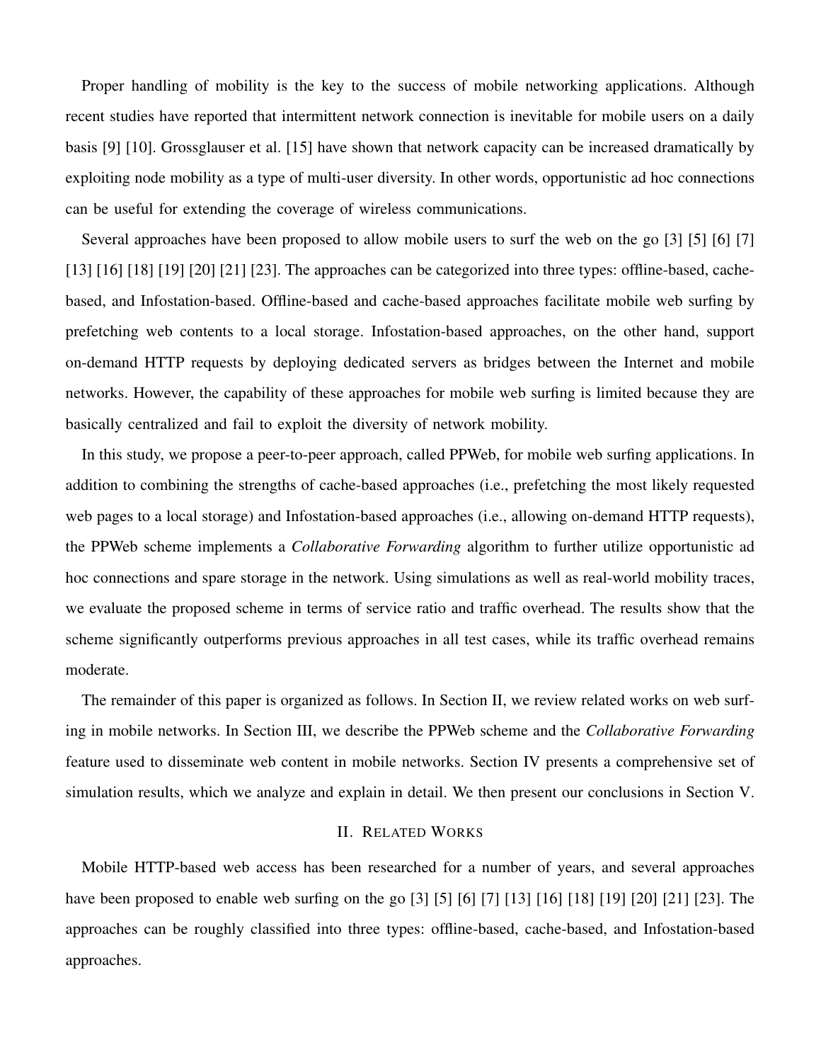Proper handling of mobility is the key to the success of mobile networking applications. Although recent studies have reported that intermittent network connection is inevitable for mobile users on a daily basis [9] [10]. Grossglauser et al. [15] have shown that network capacity can be increased dramatically by exploiting node mobility as a type of multi-user diversity. In other words, opportunistic ad hoc connections can be useful for extending the coverage of wireless communications.

Several approaches have been proposed to allow mobile users to surf the web on the go [3] [5] [6] [7] [13] [16] [18] [19] [20] [21] [23]. The approaches can be categorized into three types: offline-based, cache-based, and Infostation-based. Offline-based and cache-based approaches facilitate mobile web surfing by prefetching web contents to a local storage. Infostation-based approaches, on the other hand, support on-demand HTTP requests by deploying dedicated servers as bridges between the Internet and mobile networks. However, the capability of these approaches for mobile web surfing is limited because they are basically centralized and fail to exploit the diversity of network mobility.

In this study, we propose a peer-to-peer approach, called PPWeb, for mobile web surfing applications. In addition to combining the strengths of cache-based approaches (i.e., prefetching the most likely requested web pages to a local storage) and Infostation-based approaches (i.e., allowing on-demand HTTP requests), the PPWeb scheme implements a *Collaborative Forwarding* algorithm to further utilize opportunistic ad hoc connections and spare storage in the network. Using simulations as well as real-world mobility traces, we evaluate the proposed scheme in terms of service ratio and traffic overhead. The results show that the scheme significantly outperforms previous approaches in all test cases, while its traffic overhead remains moderate.

The remainder of this paper is organized as follows. In Section II, we review related works on web surfing in mobile networks. In Section III, we describe the PPWeb scheme and the *Collaborative Forwarding* feature used to disseminate web content in mobile networks. Section IV presents a comprehensive set of simulation results, which we analyze and explain in detail. We then present our conclusions in Section V.

## II. Related Works

Mobile HTTP-based web access has been researched for a number of years, and several approaches have been proposed to enable web surfing on the go [3] [5] [6] [7] [13] [16] [18] [19] [20] [21] [23]. The approaches can be roughly classified into three types: offline-based, cache-based, and Infostation-based approaches.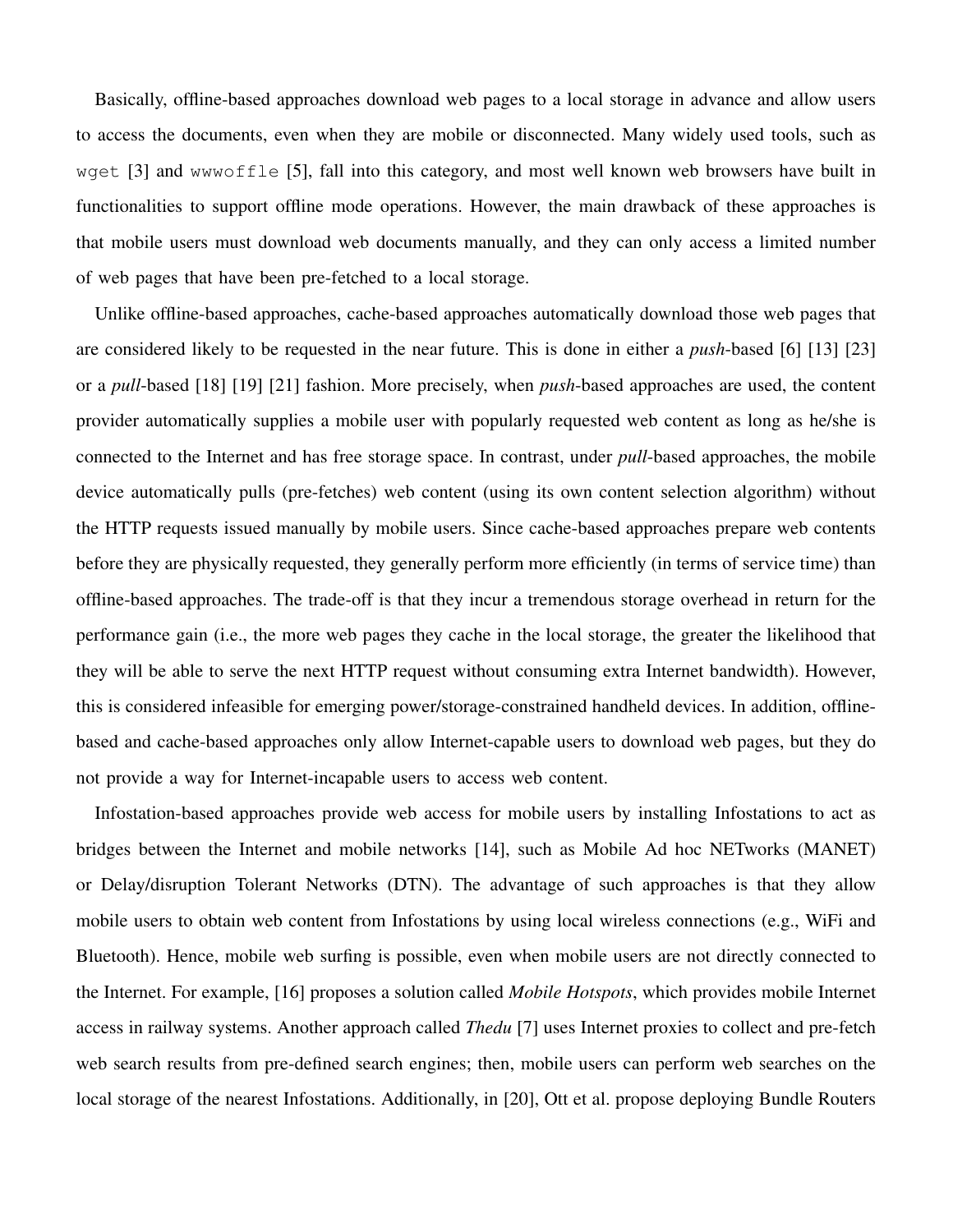Basically, offline-based approaches download web pages to a local storage in advance and allow users to access the documents, even when they are mobile or disconnected. Many widely used tools, such as `wget` [3] and `wwwoffle` [5], fall into this category, and most well known web browsers have built in functionalities to support offline mode operations. However, the main drawback of these approaches is that mobile users must download web documents manually, and they can only access a limited number of web pages that have been pre-fetched to a local storage.

Unlike offline-based approaches, cache-based approaches automatically download those web pages that are considered likely to be requested in the near future. This is done in either a *push*-based [6] [13] [23] or a *pull*-based [18] [19] [21] fashion. More precisely, when *push*-based approaches are used, the content provider automatically supplies a mobile user with popularly requested web content as long as he/she is connected to the Internet and has free storage space. In contrast, under *pull*-based approaches, the mobile device automatically pulls (pre-fetches) web content (using its own content selection algorithm) without the HTTP requests issued manually by mobile users. Since cache-based approaches prepare web contents before they are physically requested, they generally perform more efficiently (in terms of service time) than offline-based approaches. The trade-off is that they incur a tremendous storage overhead in return for the performance gain (i.e., the more web pages they cache in the local storage, the greater the likelihood that they will be able to serve the next HTTP request without consuming extra Internet bandwidth). However, this is considered infeasible for emerging power/storage-constrained handheld devices. In addition, offline-based and cache-based approaches only allow Internet-capable users to download web pages, but they do not provide a way for Internet-incapable users to access web content.

Infostation-based approaches provide web access for mobile users by installing Infostations to act as bridges between the Internet and mobile networks [14], such as Mobile Ad hoc NETworks (MANET) or Delay/disruption Tolerant Networks (DTN). The advantage of such approaches is that they allow mobile users to obtain web content from Infostations by using local wireless connections (e.g., WiFi and Bluetooth). Hence, mobile web surfing is possible, even when mobile users are not directly connected to the Internet. For example, [16] proposes a solution called *Mobile Hotspots*, which provides mobile Internet access in railway systems. Another approach called *Thedu* [7] uses Internet proxies to collect and pre-fetch web search results from pre-defined search engines; then, mobile users can perform web searches on the local storage of the nearest Infostations. Additionally, in [20], Ott et al. propose deploying Bundle Routers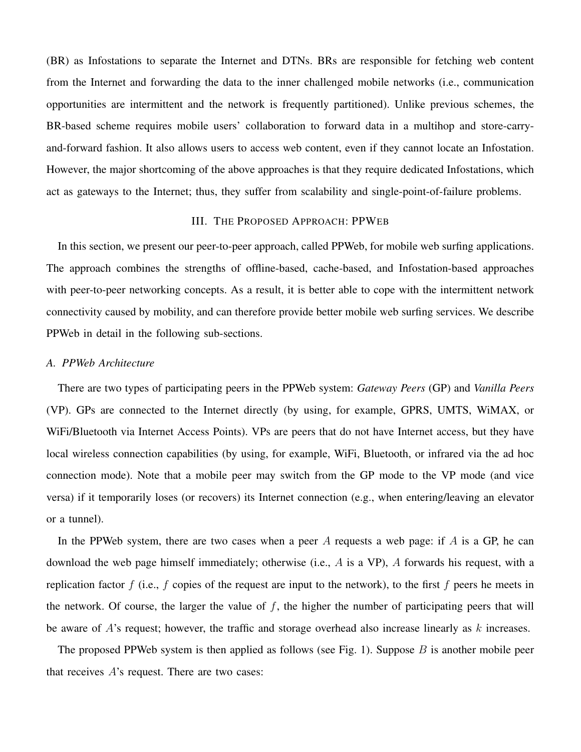(BR) as Infostations to separate the Internet and DTNs. BRs are responsible for fetching web content from the Internet and forwarding the data to the inner challenged mobile networks (i.e., communication opportunities are intermittent and the network is frequently partitioned). Unlike previous schemes, the BR-based scheme requires mobile users' collaboration to forward data in a multihop and store-carry-and-forward fashion. It also allows users to access web content, even if they cannot locate an Infostation. However, the major shortcoming of the above approaches is that they require dedicated Infostations, which act as gateways to the Internet; thus, they suffer from scalability and single-point-of-failure problems.

## III. The Proposed Approach: PPWeb

In this section, we present our peer-to-peer approach, called PPWeb, for mobile web surfing applications. The approach combines the strengths of offline-based, cache-based, and Infostation-based approaches with peer-to-peer networking concepts. As a result, it is better able to cope with the intermittent network connectivity caused by mobility, and can therefore provide better mobile web surfing services. We describe PPWeb in detail in the following sub-sections.

### A. PPWeb Architecture

There are two types of participating peers in the PPWeb system: *Gateway Peers* (GP) and *Vanilla Peers* (VP). GPs are connected to the Internet directly (by using, for example, GPRS, UMTS, WiMAX, or WiFi/Bluetooth via Internet Access Points). VPs are peers that do not have Internet access, but they have local wireless connection capabilities (by using, for example, WiFi, Bluetooth, or infrared via the ad hoc connection mode). Note that a mobile peer may switch from the GP mode to the VP mode (and vice versa) if it temporarily loses (or recovers) its Internet connection (e.g., when entering/leaving an elevator or a tunnel).

In the PPWeb system, there are two cases when a peer $A$ requests a web page: if $A$ is a GP, he can download the web page himself immediately; otherwise (i.e., $A$ is a VP), $A$ forwards his request, with a replication factor $f$ (i.e., $f$ copies of the request are input to the network), to the first $f$ peers he meets in the network. Of course, the larger the value of $f$, the higher the number of participating peers that will be aware of $A$'s request; however, the traffic and storage overhead also increase linearly as $k$ increases.

The proposed PPWeb system is then applied as follows (see Fig. 1). Suppose $B$ is another mobile peer that receives $A$'s request. There are two cases: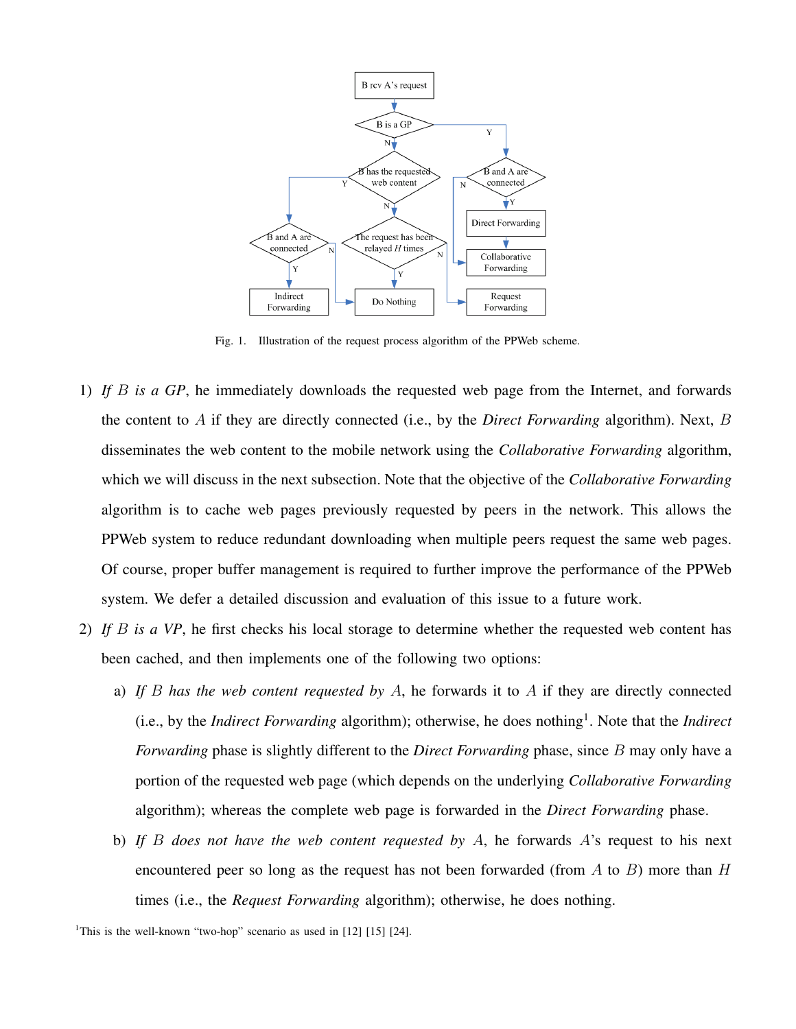B rcv A's request

B is a GP

Y

N

B has the requested web content

Y

N

B and A are connected

N

Y

Direct Forwarding

Collaborative Forwarding

The request has been relayed $H$ times

N

Y

B and A are connected

N

Y

Indirect Forwarding

Do Nothing

Request Forwarding

Fig. 1. Illustration of the request process algorithm of the PPWeb scheme.

1) *If $B$ is a GP*, he immediately downloads the requested web page from the Internet, and forwards the content to $A$ if they are directly connected (i.e., by the *Direct Forwarding* algorithm). Next, $B$ disseminates the web content to the mobile network using the *Collaborative Forwarding* algorithm, which we will discuss in the next subsection. Note that the objective of the *Collaborative Forwarding* algorithm is to cache web pages previously requested by peers in the network. This allows the PPWeb system to reduce redundant downloading when multiple peers request the same web pages. Of course, proper buffer management is required to further improve the performance of the PPWeb system. We defer a detailed discussion and evaluation of this issue to a future work.

2) *If $B$ is a VP*, he first checks his local storage to determine whether the requested web content has been cached, and then implements one of the following two options:

   a) *If $B$ has the web content requested by $A$*, he forwards it to $A$ if they are directly connected (i.e., by the *Indirect Forwarding* algorithm); otherwise, he does nothing[1]. Note that the *Indirect Forwarding* phase is slightly different to the *Direct Forwarding* phase, since $B$ may only have a portion of the requested web page (which depends on the underlying *Collaborative Forwarding* algorithm); whereas the complete web page is forwarded in the *Direct Forwarding* phase.

   b) *If $B$ does not have the web content requested by $A$*, he forwards $A$'s request to his next encountered peer so long as the request has not been forwarded (from $A$ to $B$) more than $H$ times (i.e., the *Request Forwarding* algorithm); otherwise, he does nothing.

[1] This is the well-known "two-hop" scenario as used in [12] [15] [24].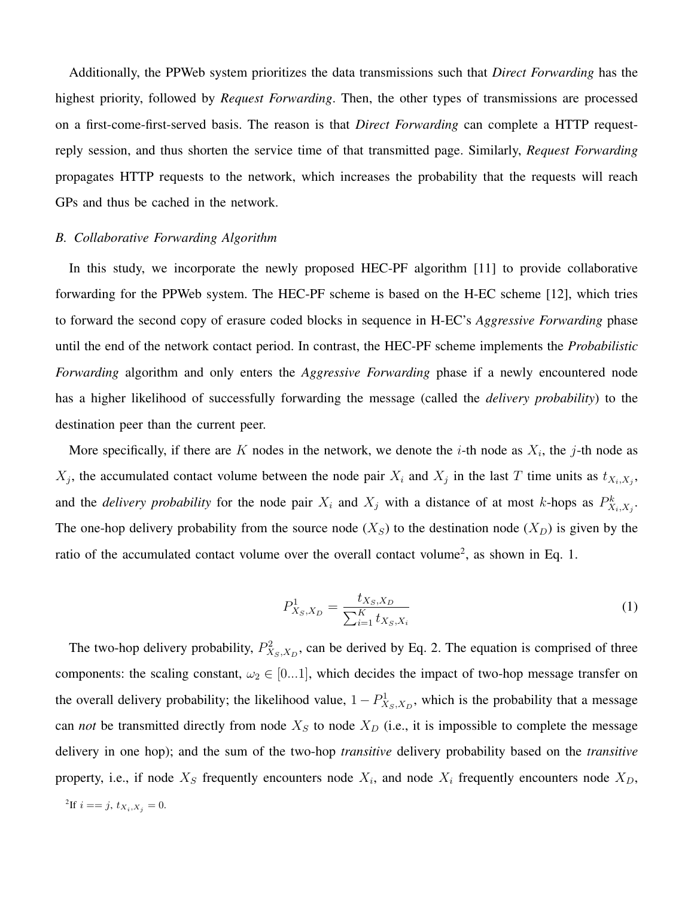Additionally, the PPWeb system prioritizes the data transmissions such that *Direct Forwarding* has the highest priority, followed by *Request Forwarding*. Then, the other types of transmissions are processed on a first-come-first-served basis. The reason is that *Direct Forwarding* can complete a HTTP request-reply session, and thus shorten the service time of that transmitted page. Similarly, *Request Forwarding* propagates HTTP requests to the network, which increases the probability that the requests will reach GPs and thus be cached in the network.

### B. Collaborative Forwarding Algorithm

In this study, we incorporate the newly proposed HEC-PF algorithm [11] to provide collaborative forwarding for the PPWeb system. The HEC-PF scheme is based on the H-EC scheme [12], which tries to forward the second copy of erasure coded blocks in sequence in H-EC's *Aggressive Forwarding* phase until the end of the network contact period. In contrast, the HEC-PF scheme implements the *Probabilistic Forwarding* algorithm and only enters the *Aggressive Forwarding* phase if a newly encountered node has a higher likelihood of successfully forwarding the message (called the *delivery probability*) to the destination peer than the current peer.

More specifically, if there are $K$ nodes in the network, we denote the $i$-th node as $X_i$, the $j$-th node as $X_j$, the accumulated contact volume between the node pair $X_i$ and $X_j$ in the last $T$ time units as $t_{X_i,X_j}$, and the *delivery probability* for the node pair $X_i$ and $X_j$ with a distance of at most $k$-hops as $P^k_{X_i,X_j}$. The one-hop delivery probability from the source node ($X_S$) to the destination node ($X_D$) is given by the ratio of the accumulated contact volume over the overall contact volume[2], as shown in Eq. 1.

$$P^1_{X_S,X_D} = \frac{t_{X_S,X_D}}{\sum_{i=1}^{K} t_{X_S,X_i}} \tag{1}$$

The two-hop delivery probability, $P^2_{X_S,X_D}$, can be derived by Eq. 2. The equation is comprised of three components: the scaling constant, $\omega_2 \in [0...1]$, which decides the impact of two-hop message transfer on the overall delivery probability; the likelihood value, $1 - P^1_{X_S,X_D}$, which is the probability that a message can *not* be transmitted directly from node $X_S$ to node $X_D$ (i.e., it is impossible to complete the message delivery in one hop); and the sum of the two-hop *transitive* delivery probability based on the *transitive* property, i.e., if node $X_S$ frequently encounters node $X_i$, and node $X_i$ frequently encounters node $X_D$,

[2]If $i == j$, $t_{X_i,X_j} = 0$.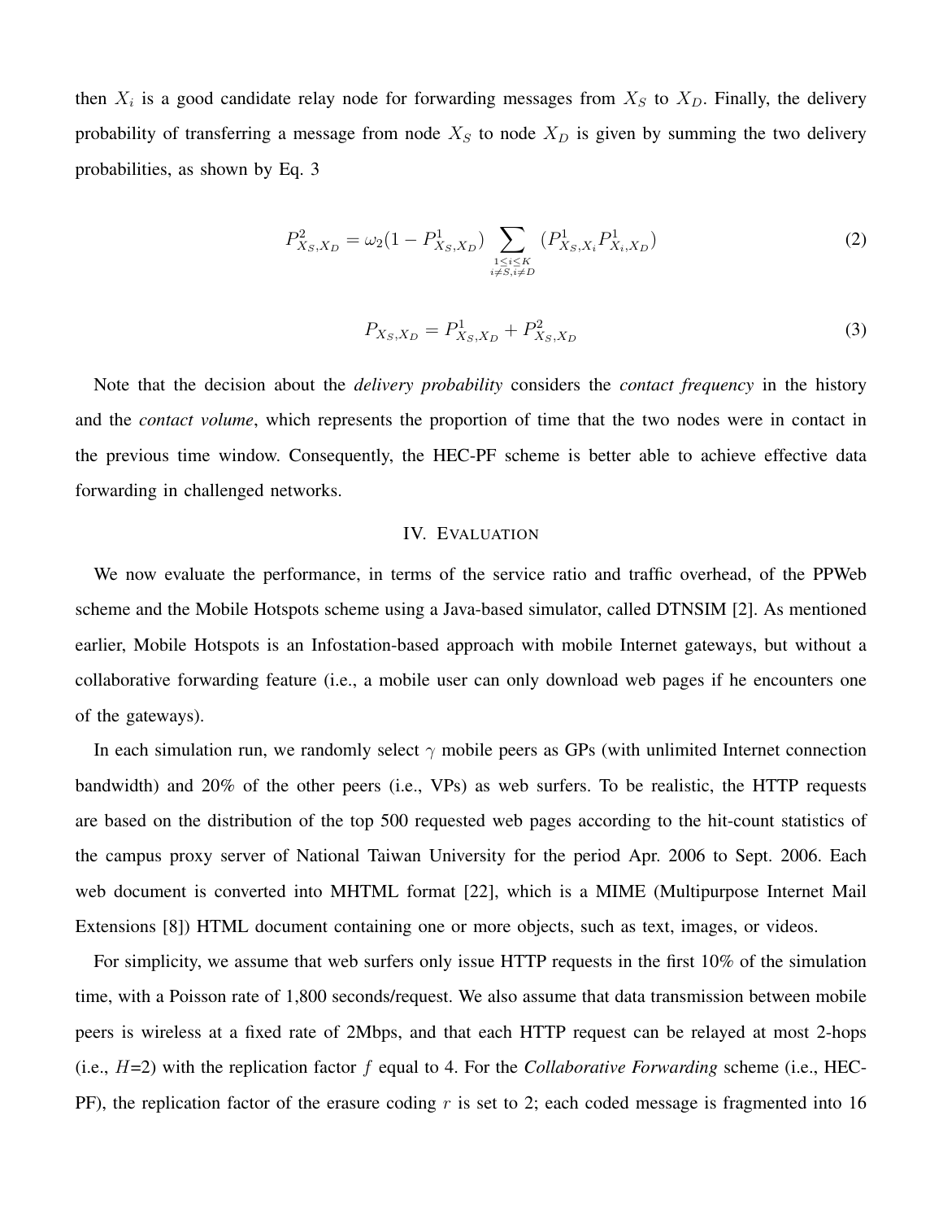then $X_i$ is a good candidate relay node for forwarding messages from $X_S$ to $X_D$. Finally, the delivery probability of transferring a message from node $X_S$ to node $X_D$ is given by summing the two delivery probabilities, as shown by Eq. 3

$$P^2_{X_S,X_D} = \omega_2(1 - P^1_{X_S,X_D}) \sum_{\substack{1 \leq i \leq K \\ i \neq S, i \neq D}} (P^1_{X_S,X_i} P^1_{X_i,X_D}) \tag{2}$$

$$P_{X_S,X_D} = P^1_{X_S,X_D} + P^2_{X_S,X_D} \tag{3}$$

Note that the decision about the *delivery probability* considers the *contact frequency* in the history and the *contact volume*, which represents the proportion of time that the two nodes were in contact in the previous time window. Consequently, the HEC-PF scheme is better able to achieve effective data forwarding in challenged networks.

## IV. Evaluation

We now evaluate the performance, in terms of the service ratio and traffic overhead, of the PPWeb scheme and the Mobile Hotspots scheme using a Java-based simulator, called DTNSIM [2]. As mentioned earlier, Mobile Hotspots is an Infostation-based approach with mobile Internet gateways, but without a collaborative forwarding feature (i.e., a mobile user can only download web pages if he encounters one of the gateways).

In each simulation run, we randomly select $\gamma$ mobile peers as GPs (with unlimited Internet connection bandwidth) and 20% of the other peers (i.e., VPs) as web surfers. To be realistic, the HTTP requests are based on the distribution of the top 500 requested web pages according to the hit-count statistics of the campus proxy server of National Taiwan University for the period Apr. 2006 to Sept. 2006. Each web document is converted into MHTML format [22], which is a MIME (Multipurpose Internet Mail Extensions [8]) HTML document containing one or more objects, such as text, images, or videos.

For simplicity, we assume that web surfers only issue HTTP requests in the first 10% of the simulation time, with a Poisson rate of 1,800 seconds/request. We also assume that data transmission between mobile peers is wireless at a fixed rate of 2Mbps, and that each HTTP request can be relayed at most 2-hops (i.e., $H$=2) with the replication factor $f$ equal to 4. For the *Collaborative Forwarding* scheme (i.e., HEC-PF), the replication factor of the erasure coding $r$ is set to 2; each coded message is fragmented into 16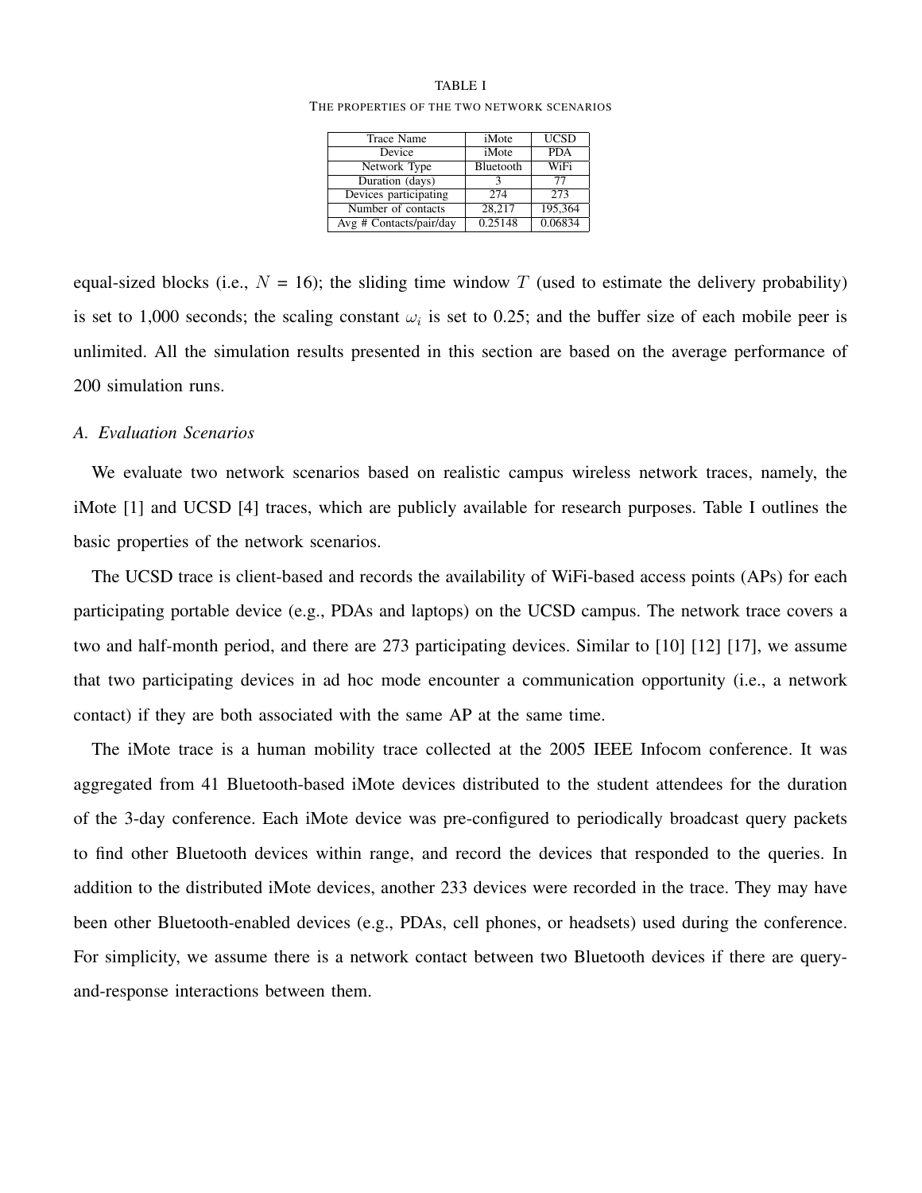TABLE I

THE PROPERTIES OF THE TWO NETWORK SCENARIOS

| Trace Name | iMote | UCSD |
|---|---|---|
| Device | iMote | PDA |
| Network Type | Bluetooth | WiFi |
| Duration (days) | 3 | 77 |
| Devices participating | 274 | 273 |
| Number of contacts | 28,217 | 195,364 |
| Avg # Contacts/pair/day | 0.25148 | 0.06834 |

equal-sized blocks (i.e., $N$ = 16); the sliding time window $T$ (used to estimate the delivery probability) is set to 1,000 seconds; the scaling constant $\omega_i$ is set to 0.25; and the buffer size of each mobile peer is unlimited. All the simulation results presented in this section are based on the average performance of 200 simulation runs.

### *A. Evaluation Scenarios*

We evaluate two network scenarios based on realistic campus wireless network traces, namely, the iMote [1] and UCSD [4] traces, which are publicly available for research purposes. Table I outlines the basic properties of the network scenarios.

The UCSD trace is client-based and records the availability of WiFi-based access points (APs) for each participating portable device (e.g., PDAs and laptops) on the UCSD campus. The network trace covers a two and half-month period, and there are 273 participating devices. Similar to [10] [12] [17], we assume that two participating devices in ad hoc mode encounter a communication opportunity (i.e., a network contact) if they are both associated with the same AP at the same time.

The iMote trace is a human mobility trace collected at the 2005 IEEE Infocom conference. It was aggregated from 41 Bluetooth-based iMote devices distributed to the student attendees for the duration of the 3-day conference. Each iMote device was pre-configured to periodically broadcast query packets to find other Bluetooth devices within range, and record the devices that responded to the queries. In addition to the distributed iMote devices, another 233 devices were recorded in the trace. They may have been other Bluetooth-enabled devices (e.g., PDAs, cell phones, or headsets) used during the conference. For simplicity, we assume there is a network contact between two Bluetooth devices if there are query-and-response interactions between them.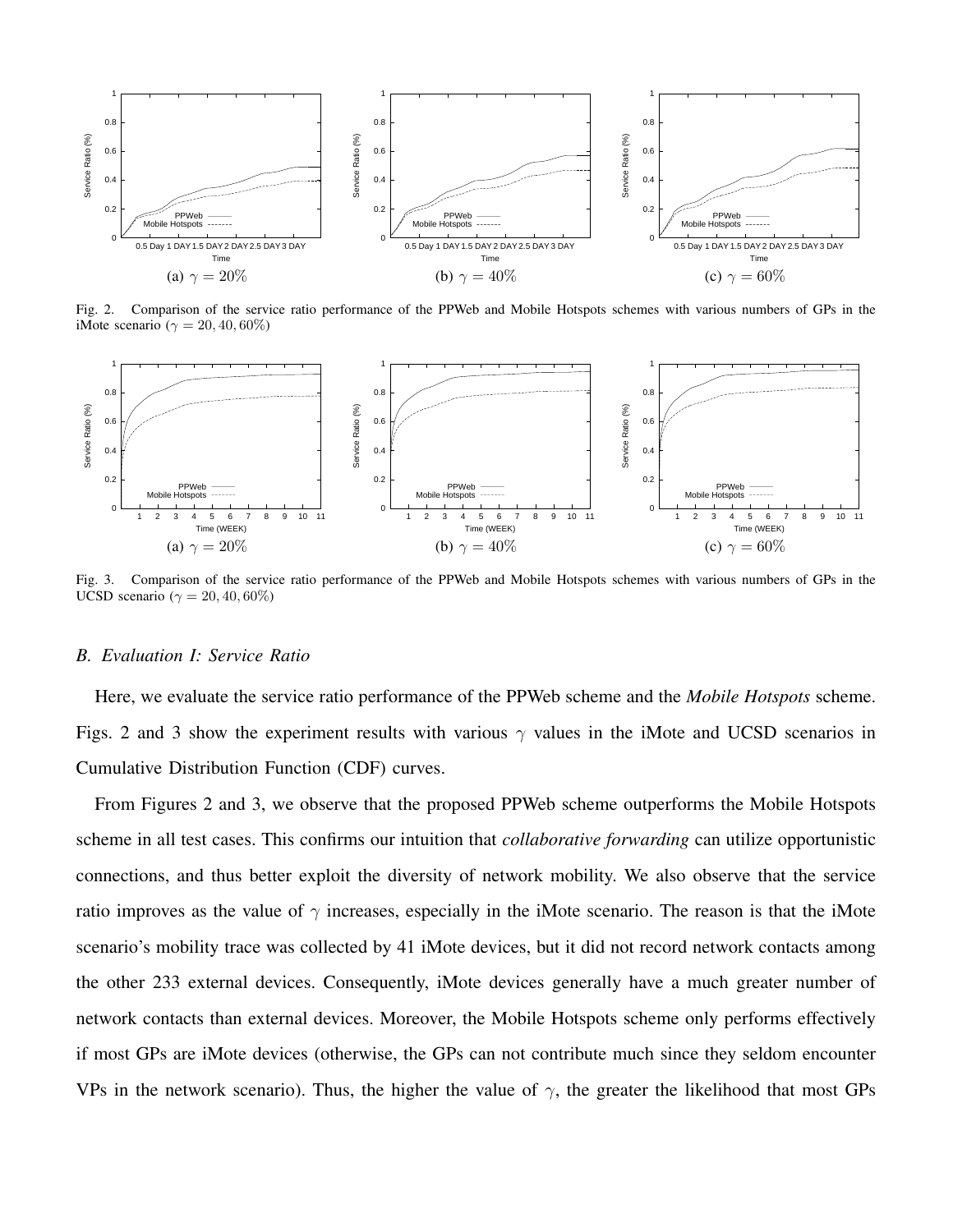(a) $\gamma = 20\%$

(b) $\gamma = 40\%$

(c) $\gamma = 60\%$

Fig. 2. Comparison of the service ratio performance of the PPWeb and Mobile Hotspots schemes with various numbers of GPs in the iMote scenario ($\gamma = 20, 40, 60\%$)

(a) $\gamma = 20\%$

(b) $\gamma = 40\%$

(c) $\gamma = 60\%$

Fig. 3. Comparison of the service ratio performance of the PPWeb and Mobile Hotspots schemes with various numbers of GPs in the UCSD scenario ($\gamma = 20, 40, 60\%$)

### B. Evaluation I: Service Ratio

Here, we evaluate the service ratio performance of the PPWeb scheme and the *Mobile Hotspots* scheme. Figs. 2 and 3 show the experiment results with various $\gamma$ values in the iMote and UCSD scenarios in Cumulative Distribution Function (CDF) curves.

From Figures 2 and 3, we observe that the proposed PPWeb scheme outperforms the Mobile Hotspots scheme in all test cases. This confirms our intuition that *collaborative forwarding* can utilize opportunistic connections, and thus better exploit the diversity of network mobility. We also observe that the service ratio improves as the value of $\gamma$ increases, especially in the iMote scenario. The reason is that the iMote scenario's mobility trace was collected by 41 iMote devices, but it did not record network contacts among the other 233 external devices. Consequently, iMote devices generally have a much greater number of network contacts than external devices. Moreover, the Mobile Hotspots scheme only performs effectively if most GPs are iMote devices (otherwise, the GPs can not contribute much since they seldom encounter VPs in the network scenario). Thus, the higher the value of $\gamma$, the greater the likelihood that most GPs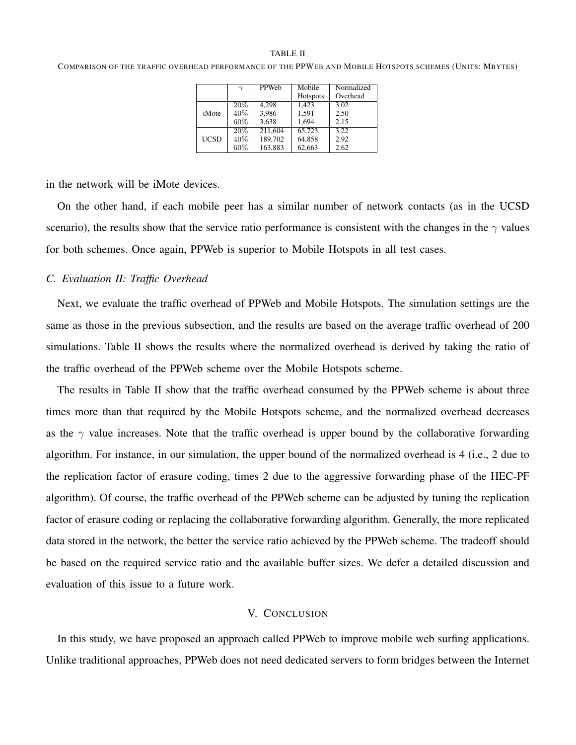TABLE II

COMPARISON OF THE TRAFFIC OVERHEAD PERFORMANCE OF THE PPWEB AND MOBILE HOTSPOTS SCHEMES (UNITS: MBYTES)

| | $\gamma$ | PPWeb | Mobile Hotspots | Normalized Overhead |
|---|---|---|---|---|
| iMote | 20% | 4,298 | 1,423 | 3.02 |
| | 40% | 3,986 | 1,591 | 2.50 |
| | 60% | 3,638 | 1,694 | 2.15 |
| UCSD | 20% | 211,604 | 65,723 | 3.22 |
| | 40% | 189,702 | 64,858 | 2.92 |
| | 60% | 163,883 | 62,663 | 2.62 |

in the network will be iMote devices.

On the other hand, if each mobile peer has a similar number of network contacts (as in the UCSD scenario), the results show that the service ratio performance is consistent with the changes in the $\gamma$ values for both schemes. Once again, PPWeb is superior to Mobile Hotspots in all test cases.

### C. Evaluation II: Traffic Overhead

Next, we evaluate the traffic overhead of PPWeb and Mobile Hotspots. The simulation settings are the same as those in the previous subsection, and the results are based on the average traffic overhead of 200 simulations. Table II shows the results where the normalized overhead is derived by taking the ratio of the traffic overhead of the PPWeb scheme over the Mobile Hotspots scheme.

The results in Table II show that the traffic overhead consumed by the PPWeb scheme is about three times more than that required by the Mobile Hotspots scheme, and the normalized overhead decreases as the $\gamma$ value increases. Note that the traffic overhead is upper bound by the collaborative forwarding algorithm. For instance, in our simulation, the upper bound of the normalized overhead is 4 (i.e., 2 due to the replication factor of erasure coding, times 2 due to the aggressive forwarding phase of the HEC-PF algorithm). Of course, the traffic overhead of the PPWeb scheme can be adjusted by tuning the replication factor of erasure coding or replacing the collaborative forwarding algorithm. Generally, the more replicated data stored in the network, the better the service ratio achieved by the PPWeb scheme. The tradeoff should be based on the required service ratio and the available buffer sizes. We defer a detailed discussion and evaluation of this issue to a future work.

## V. CONCLUSION

In this study, we have proposed an approach called PPWeb to improve mobile web surfing applications. Unlike traditional approaches, PPWeb does not need dedicated servers to form bridges between the Internet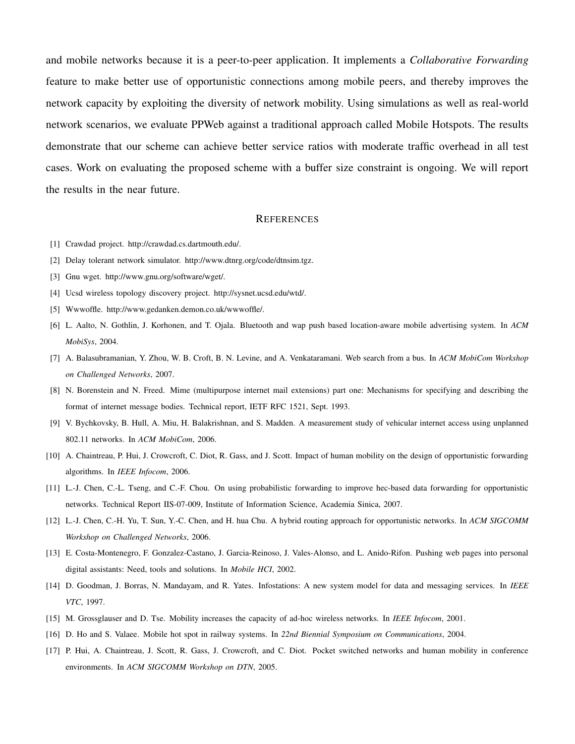and mobile networks because it is a peer-to-peer application. It implements a *Collaborative Forwarding* feature to make better use of opportunistic connections among mobile peers, and thereby improves the network capacity by exploiting the diversity of network mobility. Using simulations as well as real-world network scenarios, we evaluate PPWeb against a traditional approach called Mobile Hotspots. The results demonstrate that our scheme can achieve better service ratios with moderate traffic overhead in all test cases. Work on evaluating the proposed scheme with a buffer size constraint is ongoing. We will report the results in the near future.

## References

[1] Crawdad project. http://crawdad.cs.dartmouth.edu/.

[2] Delay tolerant network simulator. http://www.dtnrg.org/code/dtnsim.tgz.

[3] Gnu wget. http://www.gnu.org/software/wget/.

[4] Ucsd wireless topology discovery project. http://sysnet.ucsd.edu/wtd/.

[5] Wwwoffle. http://www.gedanken.demon.co.uk/wwwoffle/.

[6] L. Aalto, N. Gothlin, J. Korhonen, and T. Ojala. Bluetooth and wap push based location-aware mobile advertising system. In *ACM MobiSys*, 2004.

[7] A. Balasubramanian, Y. Zhou, W. B. Croft, B. N. Levine, and A. Venkataramani. Web search from a bus. In *ACM MobiCom Workshop on Challenged Networks*, 2007.

[8] N. Borenstein and N. Freed. Mime (multipurpose internet mail extensions) part one: Mechanisms for specifying and describing the format of internet message bodies. Technical report, IETF RFC 1521, Sept. 1993.

[9] V. Bychkovsky, B. Hull, A. Miu, H. Balakrishnan, and S. Madden. A measurement study of vehicular internet access using unplanned 802.11 networks. In *ACM MobiCom*, 2006.

[10] A. Chaintreau, P. Hui, J. Crowcroft, C. Diot, R. Gass, and J. Scott. Impact of human mobility on the design of opportunistic forwarding algorithms. In *IEEE Infocom*, 2006.

[11] L.-J. Chen, C.-L. Tseng, and C.-F. Chou. On using probabilistic forwarding to improve hec-based data forwarding for opportunistic networks. Technical Report IIS-07-009, Institute of Information Science, Academia Sinica, 2007.

[12] L.-J. Chen, C.-H. Yu, T. Sun, Y.-C. Chen, and H. hua Chu. A hybrid routing approach for opportunistic networks. In *ACM SIGCOMM Workshop on Challenged Networks*, 2006.

[13] E. Costa-Montenegro, F. Gonzalez-Castano, J. Garcia-Reinoso, J. Vales-Alonso, and L. Anido-Rifon. Pushing web pages into personal digital assistants: Need, tools and solutions. In *Mobile HCI*, 2002.

[14] D. Goodman, J. Borras, N. Mandayam, and R. Yates. Infostations: A new system model for data and messaging services. In *IEEE VTC*, 1997.

[15] M. Grossglauser and D. Tse. Mobility increases the capacity of ad-hoc wireless networks. In *IEEE Infocom*, 2001.

[16] D. Ho and S. Valaee. Mobile hot spot in railway systems. In *22nd Biennial Symposium on Communications*, 2004.

[17] P. Hui, A. Chaintreau, J. Scott, R. Gass, J. Crowcroft, and C. Diot. Pocket switched networks and human mobility in conference environments. In *ACM SIGCOMM Workshop on DTN*, 2005.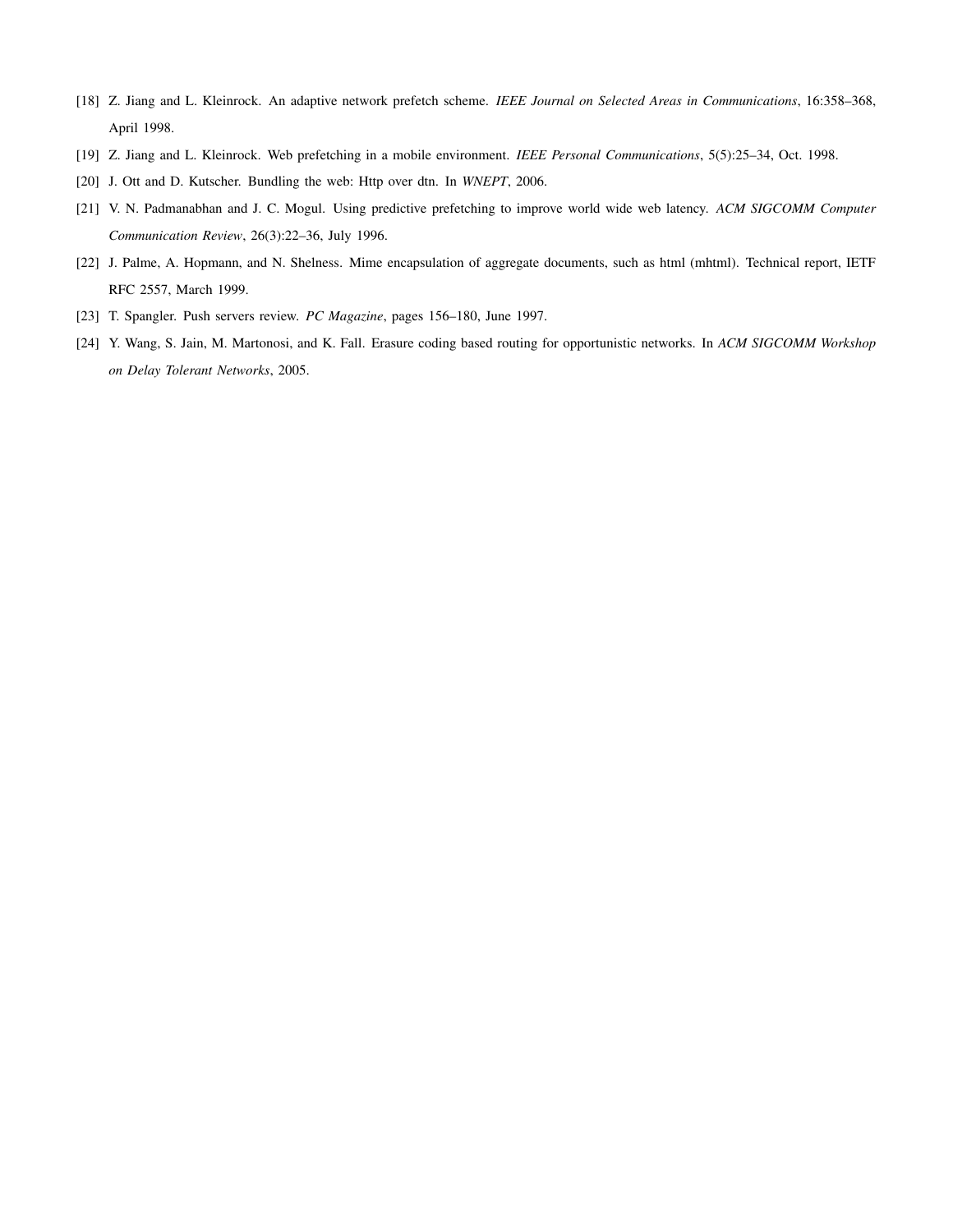[18] Z. Jiang and L. Kleinrock. An adaptive network prefetch scheme. *IEEE Journal on Selected Areas in Communications*, 16:358–368, April 1998.

[19] Z. Jiang and L. Kleinrock. Web prefetching in a mobile environment. *IEEE Personal Communications*, 5(5):25–34, Oct. 1998.

[20] J. Ott and D. Kutscher. Bundling the web: Http over dtn. In *WNEPT*, 2006.

[21] V. N. Padmanabhan and J. C. Mogul. Using predictive prefetching to improve world wide web latency. *ACM SIGCOMM Computer Communication Review*, 26(3):22–36, July 1996.

[22] J. Palme, A. Hopmann, and N. Shelness. Mime encapsulation of aggregate documents, such as html (mhtml). Technical report, IETF RFC 2557, March 1999.

[23] T. Spangler. Push servers review. *PC Magazine*, pages 156–180, June 1997.

[24] Y. Wang, S. Jain, M. Martonosi, and K. Fall. Erasure coding based routing for opportunistic networks. In *ACM SIGCOMM Workshop on Delay Tolerant Networks*, 2005.